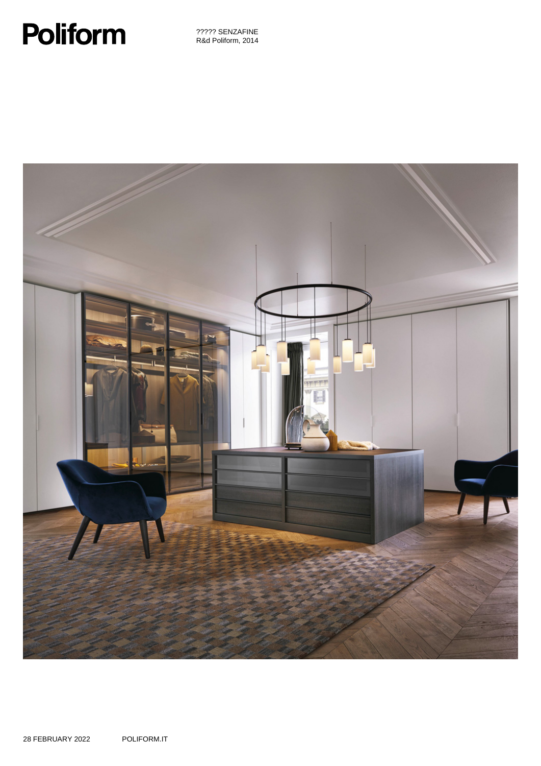# Poliform

????? SENZAFINE
R&d Poliform, 2014

28 FEBRUARY 2022

POLIFORM.IT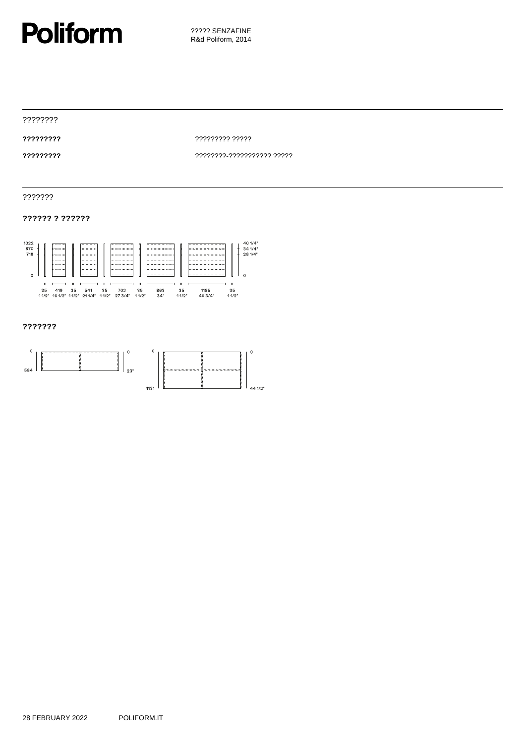# Poliform

????? SENZAFINE
R&d Poliform, 2014

????????

**?????????** ????????? ?????

**?????????** ????????-??????????? ?????

???????

**?????? ? ??????**

1022 870 718 0

40 1/4" 34 1/4" 28 1/4" 0

35 1 1/2" | 419 16 1/2" | 35 1 1/2" | 541 21 1/4" | 35 1 1/2" | 702 27 3/4" | 35 1 1/2" | 863 34" | 35 1 1/2" | 1185 46 3/4" | 35 1 1/2"

**???????**

0 584 | 0 23"

0 1131 | 0 44 1/2"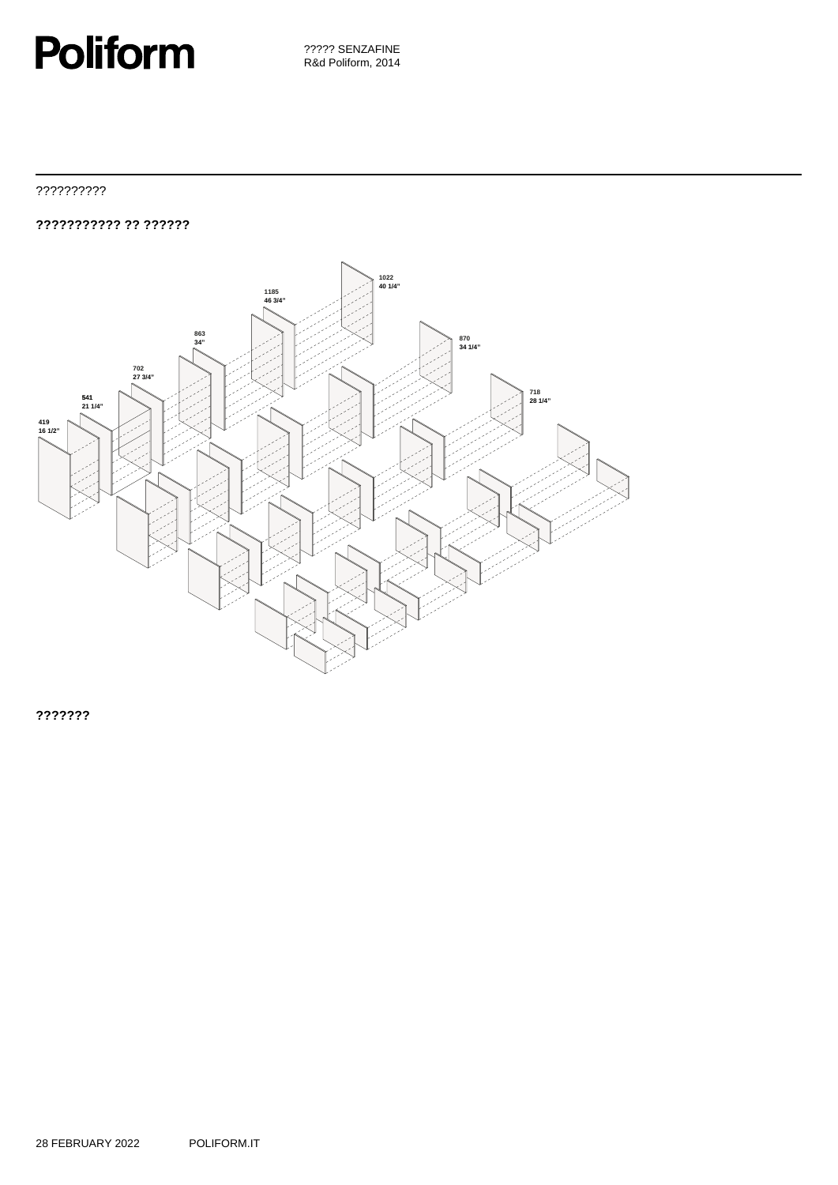# Poliform

????? SENZAFINE
R&d Poliform, 2014

??????????

**??????????? ?? ??????**

**1022**
**40 1/4"**

**1185**
**46 3/4"**

**863**
**34"**

**870**
**34 1/4"**

**702**
**27 3/4"**

**718**
**28 1/4"**

**541**
**21 1/4"**

**419**
**16 1/2"**

**???????**

28 FEBRUARY 2022 POLIFORM.IT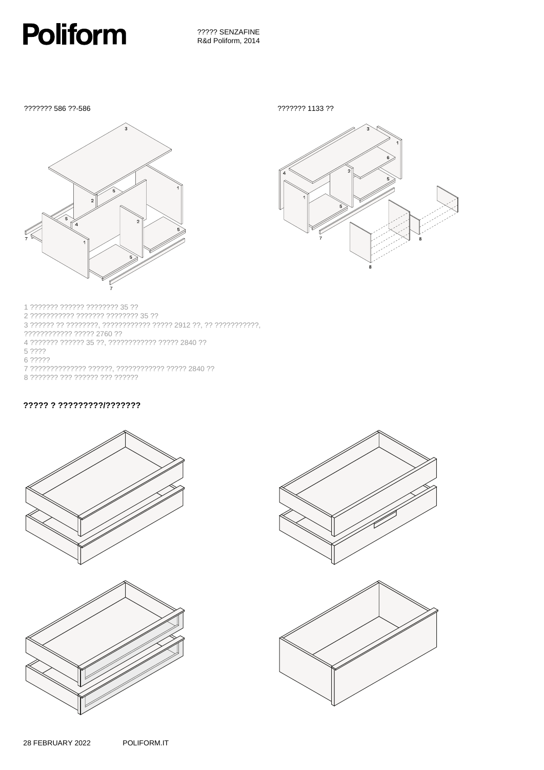# Poliform

????? SENZAFINE
R&d Poliform, 2014

??????? 586 ??-586

??????? 1133 ??

1 ??????? ?????? ???????? 35 ??
2 ??????????? ??????? ???????? 35 ??
3 ?????? ?? ????????, ???????????? ????? 2912 ??, ?? ???????????, ???????????? ????? 2760 ??
4 ??????? ?????? 35 ??, ???????????? ????? 2840 ??
5 ????
6 ?????
7 ?????????????? ??????, ???????????? ????? 2840 ??
8 ??????? ??? ?????? ??? ??????

**????? ? ?????????/???????**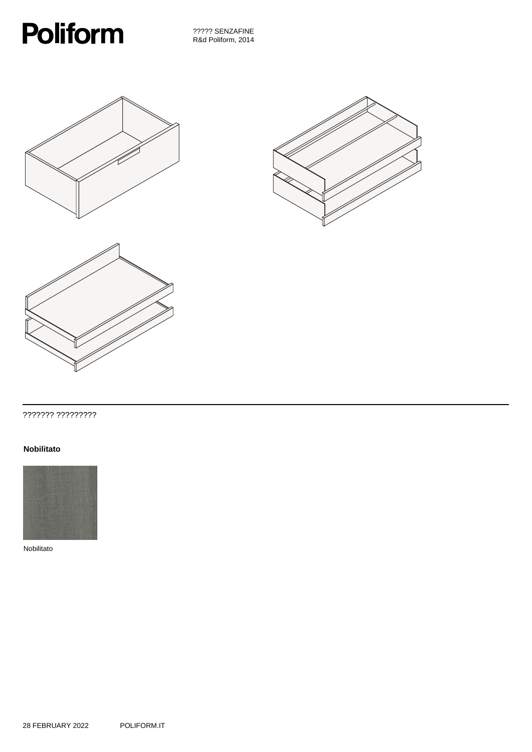# Poliform

????? SENZAFINE
R&d Poliform, 2014

??????? ?????????

**Nobilitato**

Nobilitato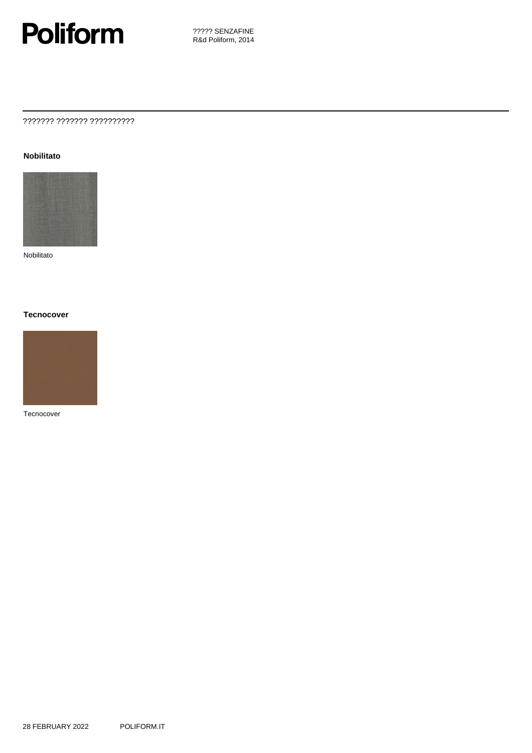# Poliform

????? SENZAFINE
R&d Poliform, 2014

??????? ??????? ??????????

**Nobilitato**

Nobilitato

**Tecnocover**

Tecnocover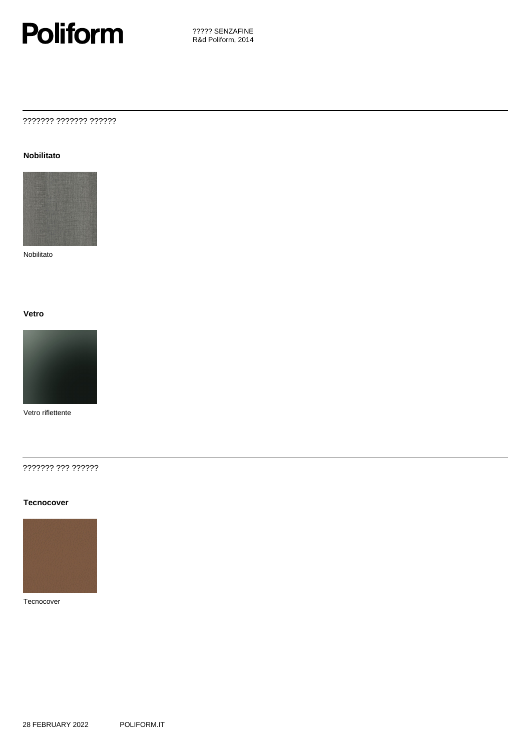??????? ??????? ??????

**Nobilitato**

Nobilitato

**Vetro**

Vetro riflettente

??????? ??? ??????

**Tecnocover**

Tecnocover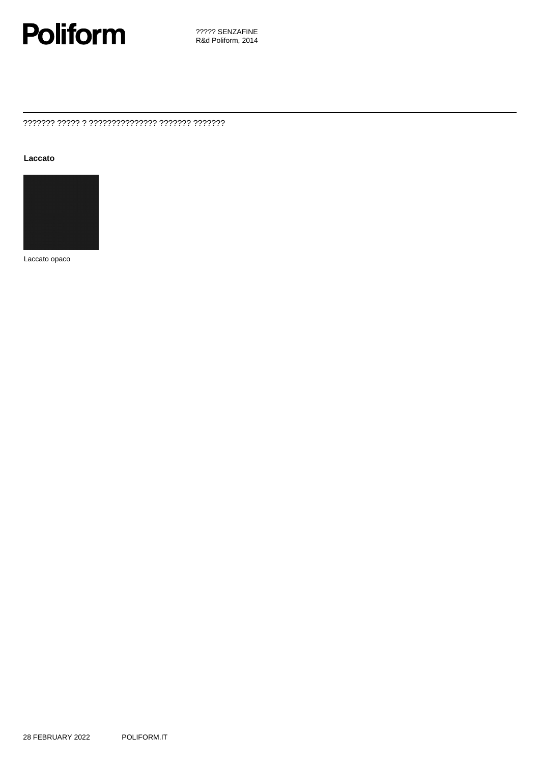??????? ????? ? ??????????????? ??????? ???????

**Laccato**

Laccato opaco